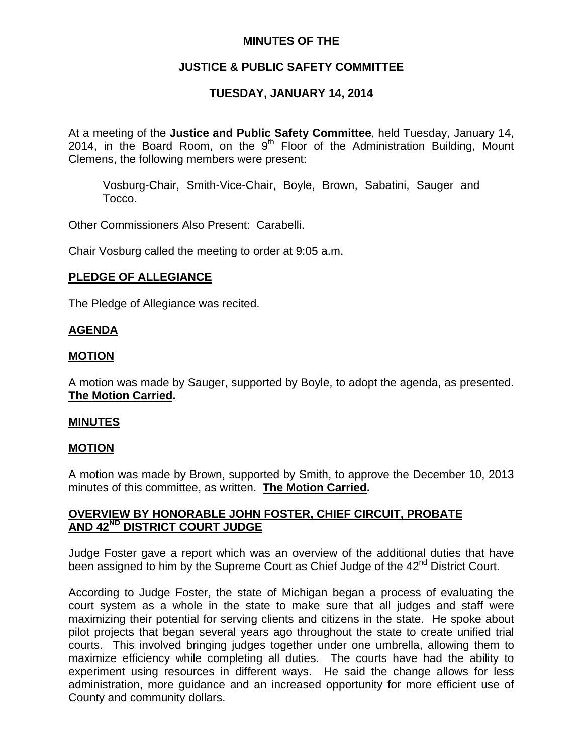**MINUTES OF THE**

**JUSTICE & PUBLIC SAFETY COMMITTEE**

**TUESDAY, JANUARY 14, 2014**

At a meeting of the **Justice and Public Safety Committee**, held Tuesday, January 14, 2014, in the Board Room, on the 9th Floor of the Administration Building, Mount Clemens, the following members were present:

> Vosburg-Chair, Smith-Vice-Chair, Boyle, Brown, Sabatini, Sauger and Tocco.

Other Commissioners Also Present: Carabelli.

Chair Vosburg called the meeting to order at 9:05 a.m.

## PLEDGE OF ALLEGIANCE

The Pledge of Allegiance was recited.

## AGENDA

## MOTION

A motion was made by Sauger, supported by Boyle, to adopt the agenda, as presented. **The Motion Carried.**

## MINUTES

## MOTION

A motion was made by Brown, supported by Smith, to approve the December 10, 2013 minutes of this committee, as written. **The Motion Carried.**

## OVERVIEW BY HONORABLE JOHN FOSTER, CHIEF CIRCUIT, PROBATE AND 42ND DISTRICT COURT JUDGE

Judge Foster gave a report which was an overview of the additional duties that have been assigned to him by the Supreme Court as Chief Judge of the 42nd District Court.

According to Judge Foster, the state of Michigan began a process of evaluating the court system as a whole in the state to make sure that all judges and staff were maximizing their potential for serving clients and citizens in the state. He spoke about pilot projects that began several years ago throughout the state to create unified trial courts. This involved bringing judges together under one umbrella, allowing them to maximize efficiency while completing all duties. The courts have had the ability to experiment using resources in different ways. He said the change allows for less administration, more guidance and an increased opportunity for more efficient use of County and community dollars.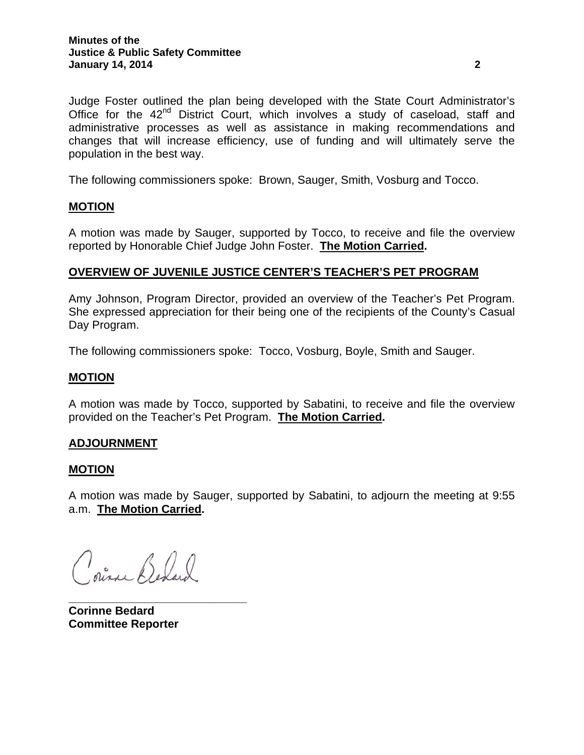Judge Foster outlined the plan being developed with the State Court Administrator's Office for the 42nd District Court, which involves a study of caseload, staff and administrative processes as well as assistance in making recommendations and changes that will increase efficiency, use of funding and will ultimately serve the population in the best way.

The following commissioners spoke: Brown, Sauger, Smith, Vosburg and Tocco.

**MOTION**

A motion was made by Sauger, supported by Tocco, to receive and file the overview reported by Honorable Chief Judge John Foster. **The Motion Carried.**

**OVERVIEW OF JUVENILE JUSTICE CENTER'S TEACHER'S PET PROGRAM**

Amy Johnson, Program Director, provided an overview of the Teacher's Pet Program. She expressed appreciation for their being one of the recipients of the County's Casual Day Program.

The following commissioners spoke: Tocco, Vosburg, Boyle, Smith and Sauger.

**MOTION**

A motion was made by Tocco, supported by Sabatini, to receive and file the overview provided on the Teacher's Pet Program. **The Motion Carried.**

**ADJOURNMENT**

**MOTION**

A motion was made by Sauger, supported by Sabatini, to adjourn the meeting at 9:55 a.m. **The Motion Carried.**

Corinne Bedard

______________________________

**Corinne Bedard**
**Committee Reporter**